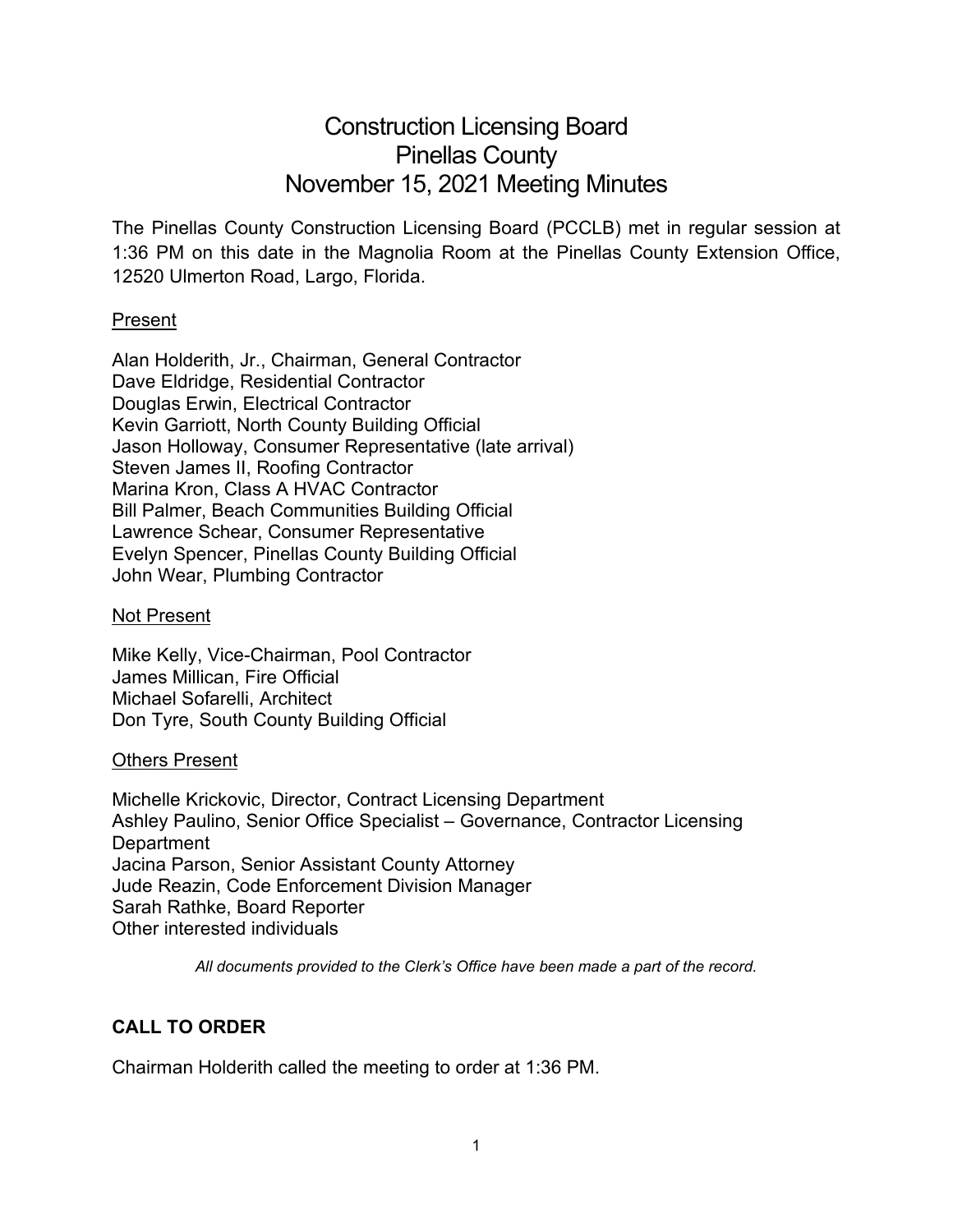# Construction Licensing Board
# Pinellas County
# November 15, 2021 Meeting Minutes

The Pinellas County Construction Licensing Board (PCCLB) met in regular session at 1:36 PM on this date in the Magnolia Room at the Pinellas County Extension Office, 12520 Ulmerton Road, Largo, Florida.

Present

Alan Holderith, Jr., Chairman, General Contractor
Dave Eldridge, Residential Contractor
Douglas Erwin, Electrical Contractor
Kevin Garriott, North County Building Official
Jason Holloway, Consumer Representative (late arrival)
Steven James II, Roofing Contractor
Marina Kron, Class A HVAC Contractor
Bill Palmer, Beach Communities Building Official
Lawrence Schear, Consumer Representative
Evelyn Spencer, Pinellas County Building Official
John Wear, Plumbing Contractor

Not Present

Mike Kelly, Vice-Chairman, Pool Contractor
James Millican, Fire Official
Michael Sofarelli, Architect
Don Tyre, South County Building Official

Others Present

Michelle Krickovic, Director, Contract Licensing Department
Ashley Paulino, Senior Office Specialist – Governance, Contractor Licensing Department
Jacina Parson, Senior Assistant County Attorney
Jude Reazin, Code Enforcement Division Manager
Sarah Rathke, Board Reporter
Other interested individuals

*All documents provided to the Clerk's Office have been made a part of the record.*

**CALL TO ORDER**

Chairman Holderith called the meeting to order at 1:36 PM.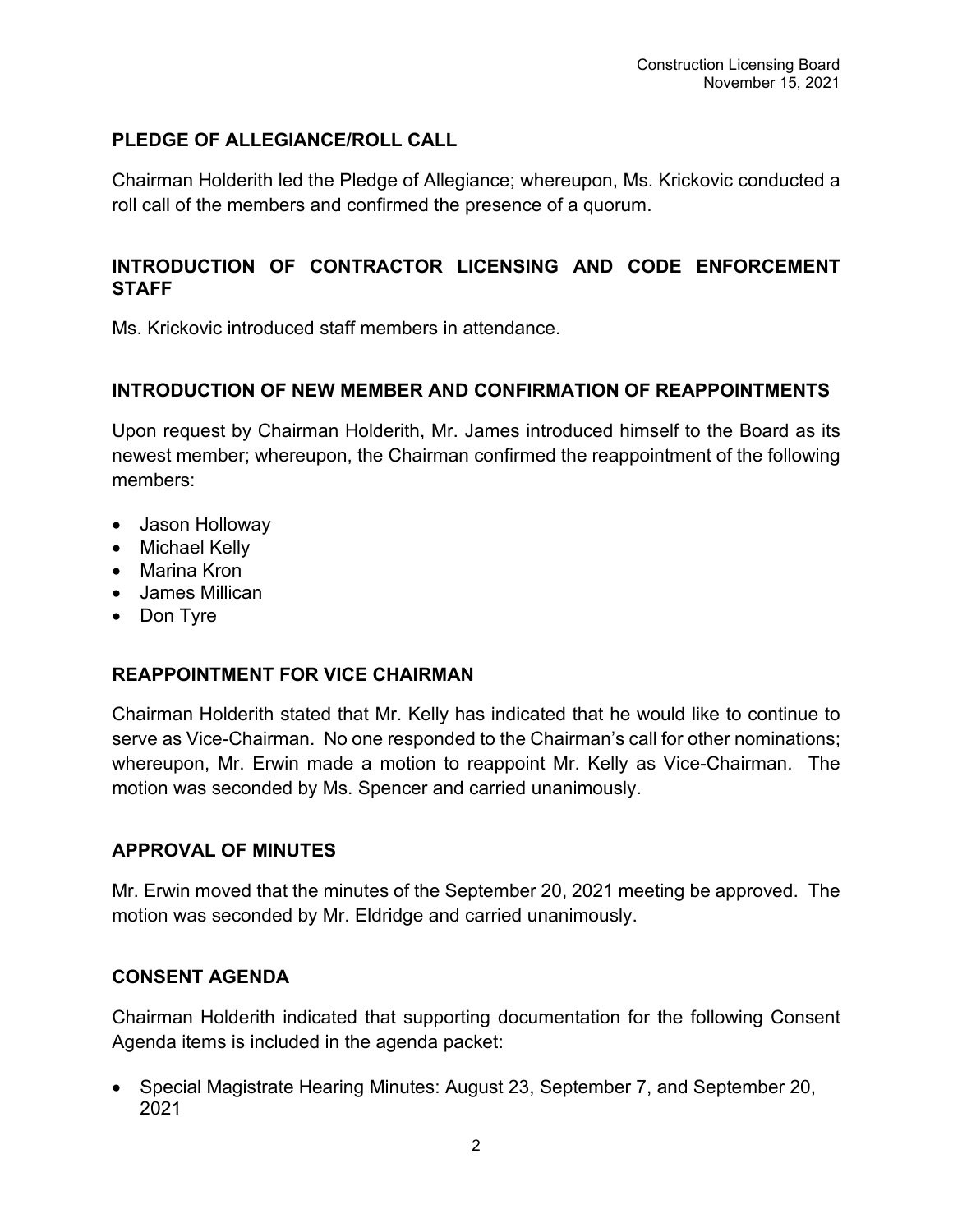## PLEDGE OF ALLEGIANCE/ROLL CALL

Chairman Holderith led the Pledge of Allegiance; whereupon, Ms. Krickovic conducted a roll call of the members and confirmed the presence of a quorum.

## INTRODUCTION OF CONTRACTOR LICENSING AND CODE ENFORCEMENT STAFF

Ms. Krickovic introduced staff members in attendance.

## INTRODUCTION OF NEW MEMBER AND CONFIRMATION OF REAPPOINTMENTS

Upon request by Chairman Holderith, Mr. James introduced himself to the Board as its newest member; whereupon, the Chairman confirmed the reappointment of the following members:

- Jason Holloway
- Michael Kelly
- Marina Kron
- James Millican
- Don Tyre

## REAPPOINTMENT FOR VICE CHAIRMAN

Chairman Holderith stated that Mr. Kelly has indicated that he would like to continue to serve as Vice-Chairman. No one responded to the Chairman's call for other nominations; whereupon, Mr. Erwin made a motion to reappoint Mr. Kelly as Vice-Chairman. The motion was seconded by Ms. Spencer and carried unanimously.

## APPROVAL OF MINUTES

Mr. Erwin moved that the minutes of the September 20, 2021 meeting be approved. The motion was seconded by Mr. Eldridge and carried unanimously.

## CONSENT AGENDA

Chairman Holderith indicated that supporting documentation for the following Consent Agenda items is included in the agenda packet:

- Special Magistrate Hearing Minutes: August 23, September 7, and September 20, 2021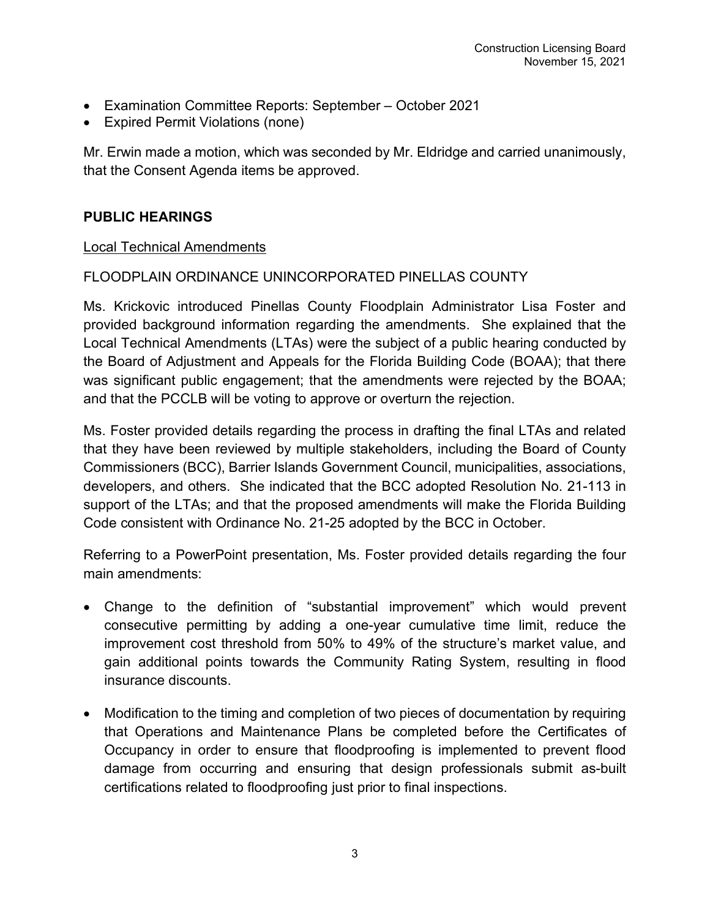- Examination Committee Reports: September – October 2021
- Expired Permit Violations (none)

Mr. Erwin made a motion, which was seconded by Mr. Eldridge and carried unanimously, that the Consent Agenda items be approved.

## PUBLIC HEARINGS

Local Technical Amendments

FLOODPLAIN ORDINANCE UNINCORPORATED PINELLAS COUNTY

Ms. Krickovic introduced Pinellas County Floodplain Administrator Lisa Foster and provided background information regarding the amendments. She explained that the Local Technical Amendments (LTAs) were the subject of a public hearing conducted by the Board of Adjustment and Appeals for the Florida Building Code (BOAA); that there was significant public engagement; that the amendments were rejected by the BOAA; and that the PCCLB will be voting to approve or overturn the rejection.

Ms. Foster provided details regarding the process in drafting the final LTAs and related that they have been reviewed by multiple stakeholders, including the Board of County Commissioners (BCC), Barrier Islands Government Council, municipalities, associations, developers, and others. She indicated that the BCC adopted Resolution No. 21-113 in support of the LTAs; and that the proposed amendments will make the Florida Building Code consistent with Ordinance No. 21-25 adopted by the BCC in October.

Referring to a PowerPoint presentation, Ms. Foster provided details regarding the four main amendments:

- Change to the definition of "substantial improvement" which would prevent consecutive permitting by adding a one-year cumulative time limit, reduce the improvement cost threshold from 50% to 49% of the structure's market value, and gain additional points towards the Community Rating System, resulting in flood insurance discounts.

- Modification to the timing and completion of two pieces of documentation by requiring that Operations and Maintenance Plans be completed before the Certificates of Occupancy in order to ensure that floodproofing is implemented to prevent flood damage from occurring and ensuring that design professionals submit as-built certifications related to floodproofing just prior to final inspections.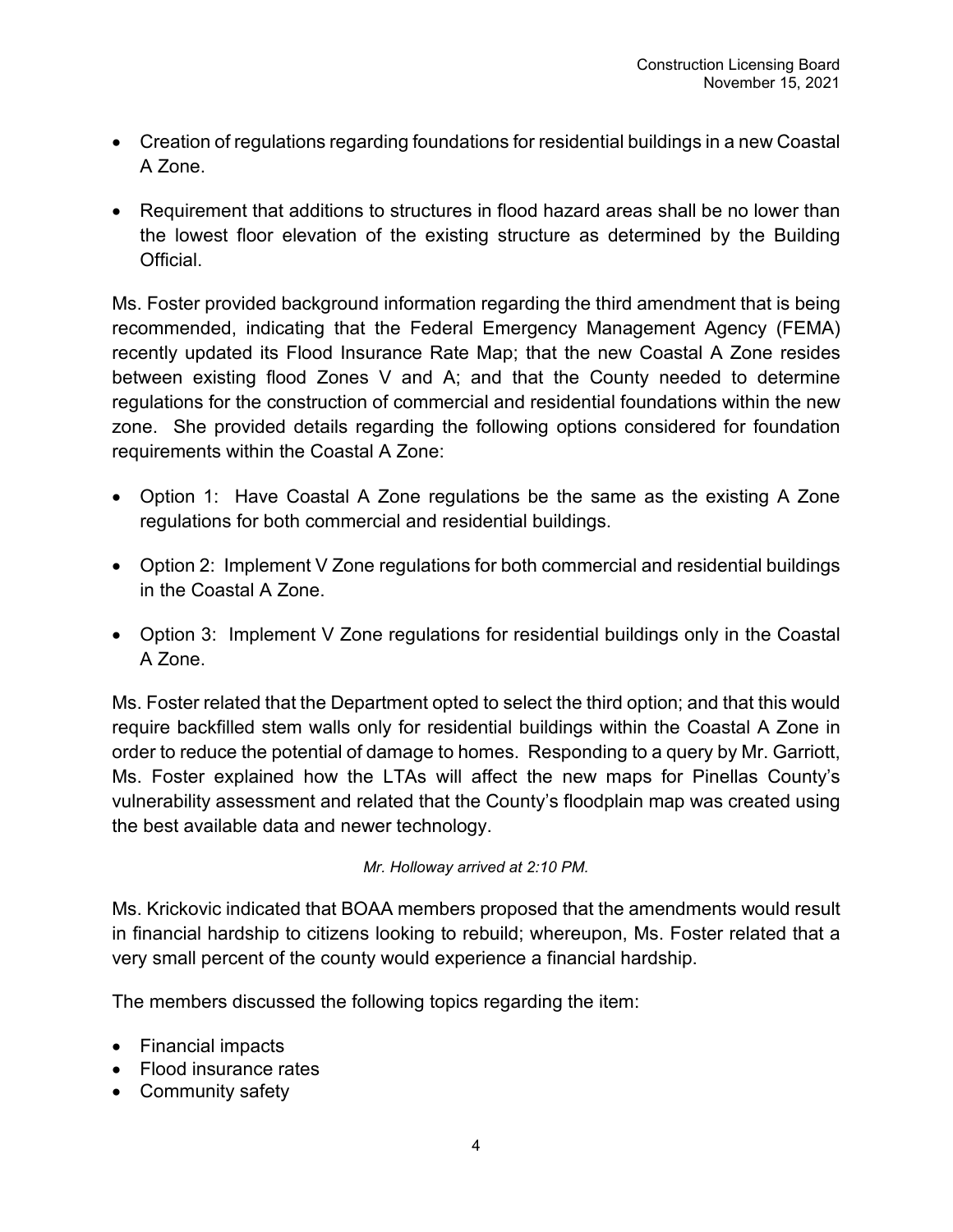- Creation of regulations regarding foundations for residential buildings in a new Coastal A Zone.
- Requirement that additions to structures in flood hazard areas shall be no lower than the lowest floor elevation of the existing structure as determined by the Building Official.

Ms. Foster provided background information regarding the third amendment that is being recommended, indicating that the Federal Emergency Management Agency (FEMA) recently updated its Flood Insurance Rate Map; that the new Coastal A Zone resides between existing flood Zones V and A; and that the County needed to determine regulations for the construction of commercial and residential foundations within the new zone. She provided details regarding the following options considered for foundation requirements within the Coastal A Zone:

- Option 1: Have Coastal A Zone regulations be the same as the existing A Zone regulations for both commercial and residential buildings.
- Option 2: Implement V Zone regulations for both commercial and residential buildings in the Coastal A Zone.
- Option 3: Implement V Zone regulations for residential buildings only in the Coastal A Zone.

Ms. Foster related that the Department opted to select the third option; and that this would require backfilled stem walls only for residential buildings within the Coastal A Zone in order to reduce the potential of damage to homes. Responding to a query by Mr. Garriott, Ms. Foster explained how the LTAs will affect the new maps for Pinellas County's vulnerability assessment and related that the County's floodplain map was created using the best available data and newer technology.

*Mr. Holloway arrived at 2:10 PM.*

Ms. Krickovic indicated that BOAA members proposed that the amendments would result in financial hardship to citizens looking to rebuild; whereupon, Ms. Foster related that a very small percent of the county would experience a financial hardship.

The members discussed the following topics regarding the item:

- Financial impacts
- Flood insurance rates
- Community safety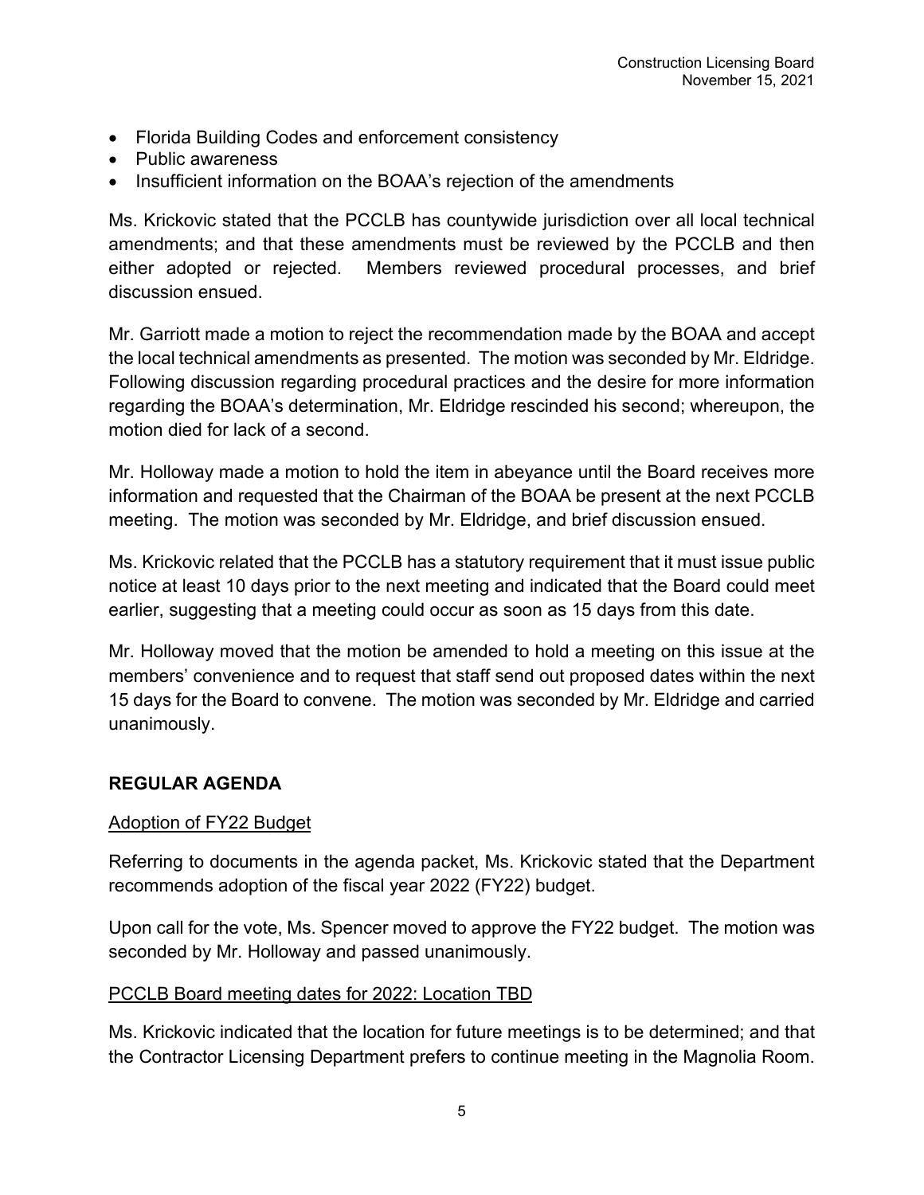- Florida Building Codes and enforcement consistency
- Public awareness
- Insufficient information on the BOAA's rejection of the amendments

Ms. Krickovic stated that the PCCLB has countywide jurisdiction over all local technical amendments; and that these amendments must be reviewed by the PCCLB and then either adopted or rejected. Members reviewed procedural processes, and brief discussion ensued.

Mr. Garriott made a motion to reject the recommendation made by the BOAA and accept the local technical amendments as presented. The motion was seconded by Mr. Eldridge. Following discussion regarding procedural practices and the desire for more information regarding the BOAA's determination, Mr. Eldridge rescinded his second; whereupon, the motion died for lack of a second.

Mr. Holloway made a motion to hold the item in abeyance until the Board receives more information and requested that the Chairman of the BOAA be present at the next PCCLB meeting. The motion was seconded by Mr. Eldridge, and brief discussion ensued.

Ms. Krickovic related that the PCCLB has a statutory requirement that it must issue public notice at least 10 days prior to the next meeting and indicated that the Board could meet earlier, suggesting that a meeting could occur as soon as 15 days from this date.

Mr. Holloway moved that the motion be amended to hold a meeting on this issue at the members' convenience and to request that staff send out proposed dates within the next 15 days for the Board to convene. The motion was seconded by Mr. Eldridge and carried unanimously.

## REGULAR AGENDA

### Adoption of FY22 Budget

Referring to documents in the agenda packet, Ms. Krickovic stated that the Department recommends adoption of the fiscal year 2022 (FY22) budget.

Upon call for the vote, Ms. Spencer moved to approve the FY22 budget. The motion was seconded by Mr. Holloway and passed unanimously.

### PCCLB Board meeting dates for 2022: Location TBD

Ms. Krickovic indicated that the location for future meetings is to be determined; and that the Contractor Licensing Department prefers to continue meeting in the Magnolia Room.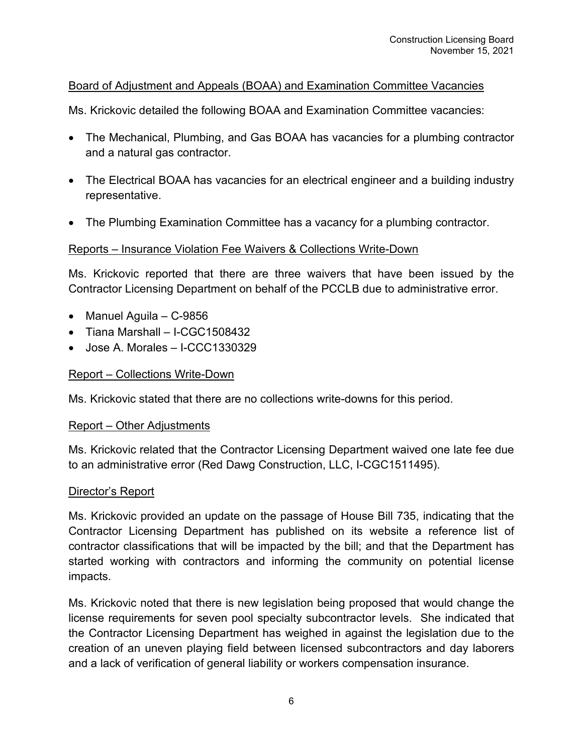## Board of Adjustment and Appeals (BOAA) and Examination Committee Vacancies

Ms. Krickovic detailed the following BOAA and Examination Committee vacancies:

- The Mechanical, Plumbing, and Gas BOAA has vacancies for a plumbing contractor and a natural gas contractor.
- The Electrical BOAA has vacancies for an electrical engineer and a building industry representative.
- The Plumbing Examination Committee has a vacancy for a plumbing contractor.

## Reports – Insurance Violation Fee Waivers & Collections Write-Down

Ms. Krickovic reported that there are three waivers that have been issued by the Contractor Licensing Department on behalf of the PCCLB due to administrative error.

- Manuel Aguila – C-9856
- Tiana Marshall – I-CGC1508432
- Jose A. Morales – I-CCC1330329

## Report – Collections Write-Down

Ms. Krickovic stated that there are no collections write-downs for this period.

## Report – Other Adjustments

Ms. Krickovic related that the Contractor Licensing Department waived one late fee due to an administrative error (Red Dawg Construction, LLC, I-CGC1511495).

## Director's Report

Ms. Krickovic provided an update on the passage of House Bill 735, indicating that the Contractor Licensing Department has published on its website a reference list of contractor classifications that will be impacted by the bill; and that the Department has started working with contractors and informing the community on potential license impacts.

Ms. Krickovic noted that there is new legislation being proposed that would change the license requirements for seven pool specialty subcontractor levels. She indicated that the Contractor Licensing Department has weighed in against the legislation due to the creation of an uneven playing field between licensed subcontractors and day laborers and a lack of verification of general liability or workers compensation insurance.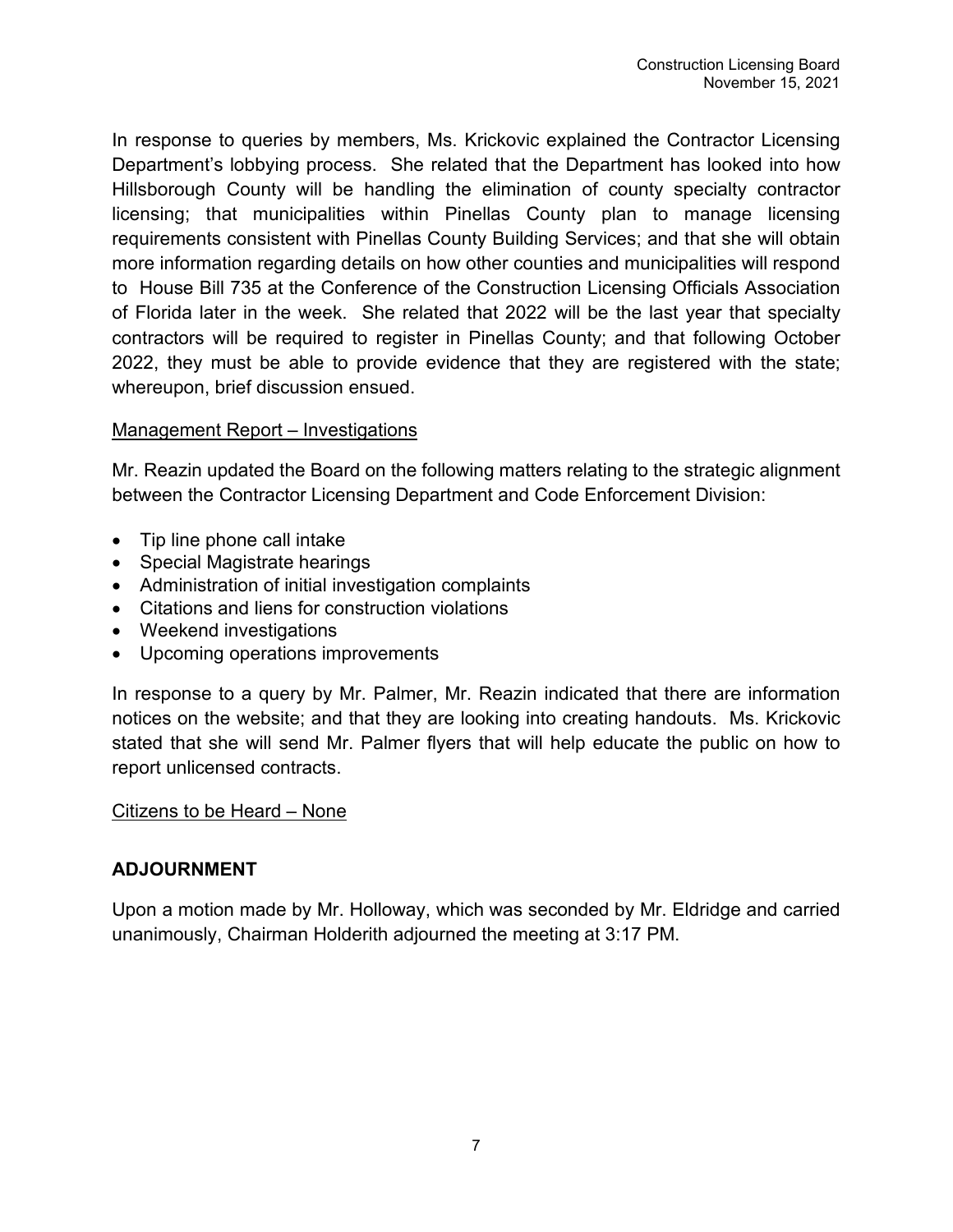In response to queries by members, Ms. Krickovic explained the Contractor Licensing Department's lobbying process. She related that the Department has looked into how Hillsborough County will be handling the elimination of county specialty contractor licensing; that municipalities within Pinellas County plan to manage licensing requirements consistent with Pinellas County Building Services; and that she will obtain more information regarding details on how other counties and municipalities will respond to House Bill 735 at the Conference of the Construction Licensing Officials Association of Florida later in the week. She related that 2022 will be the last year that specialty contractors will be required to register in Pinellas County; and that following October 2022, they must be able to provide evidence that they are registered with the state; whereupon, brief discussion ensued.

Management Report – Investigations

Mr. Reazin updated the Board on the following matters relating to the strategic alignment between the Contractor Licensing Department and Code Enforcement Division:

- Tip line phone call intake
- Special Magistrate hearings
- Administration of initial investigation complaints
- Citations and liens for construction violations
- Weekend investigations
- Upcoming operations improvements

In response to a query by Mr. Palmer, Mr. Reazin indicated that there are information notices on the website; and that they are looking into creating handouts. Ms. Krickovic stated that she will send Mr. Palmer flyers that will help educate the public on how to report unlicensed contracts.

Citizens to be Heard – None

## ADJOURNMENT

Upon a motion made by Mr. Holloway, which was seconded by Mr. Eldridge and carried unanimously, Chairman Holderith adjourned the meeting at 3:17 PM.